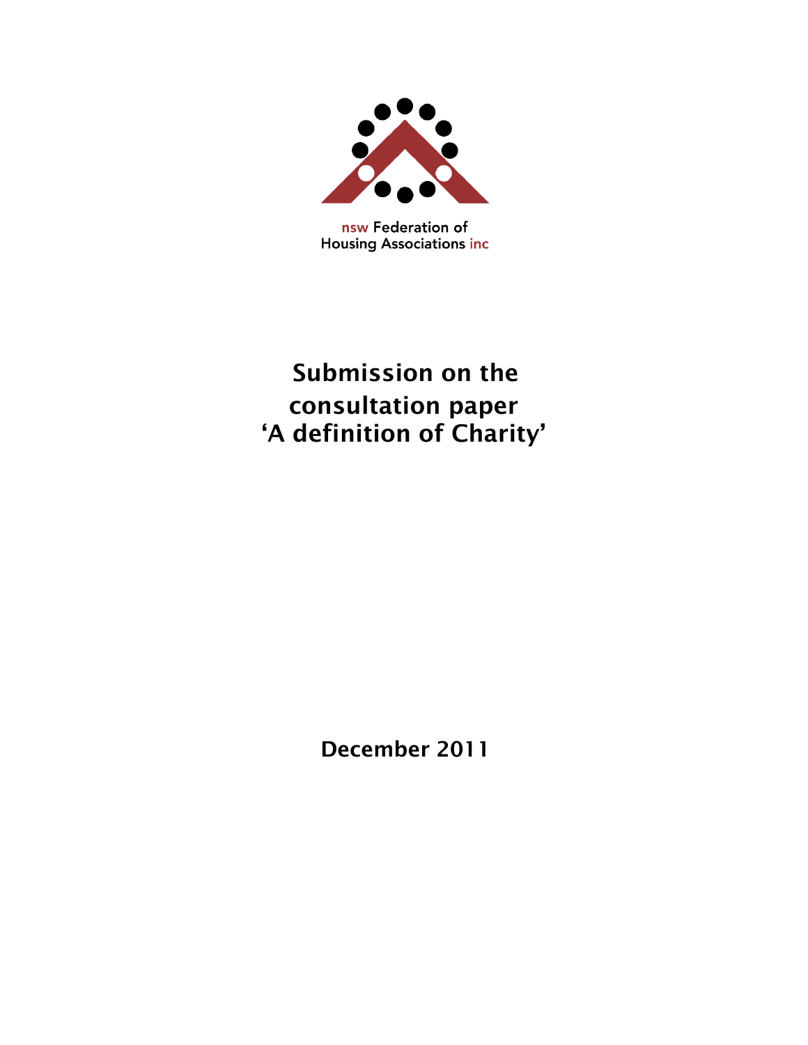nsw Federation of
Housing Associations inc

# Submission on the consultation paper 'A definition of Charity'

**December 2011**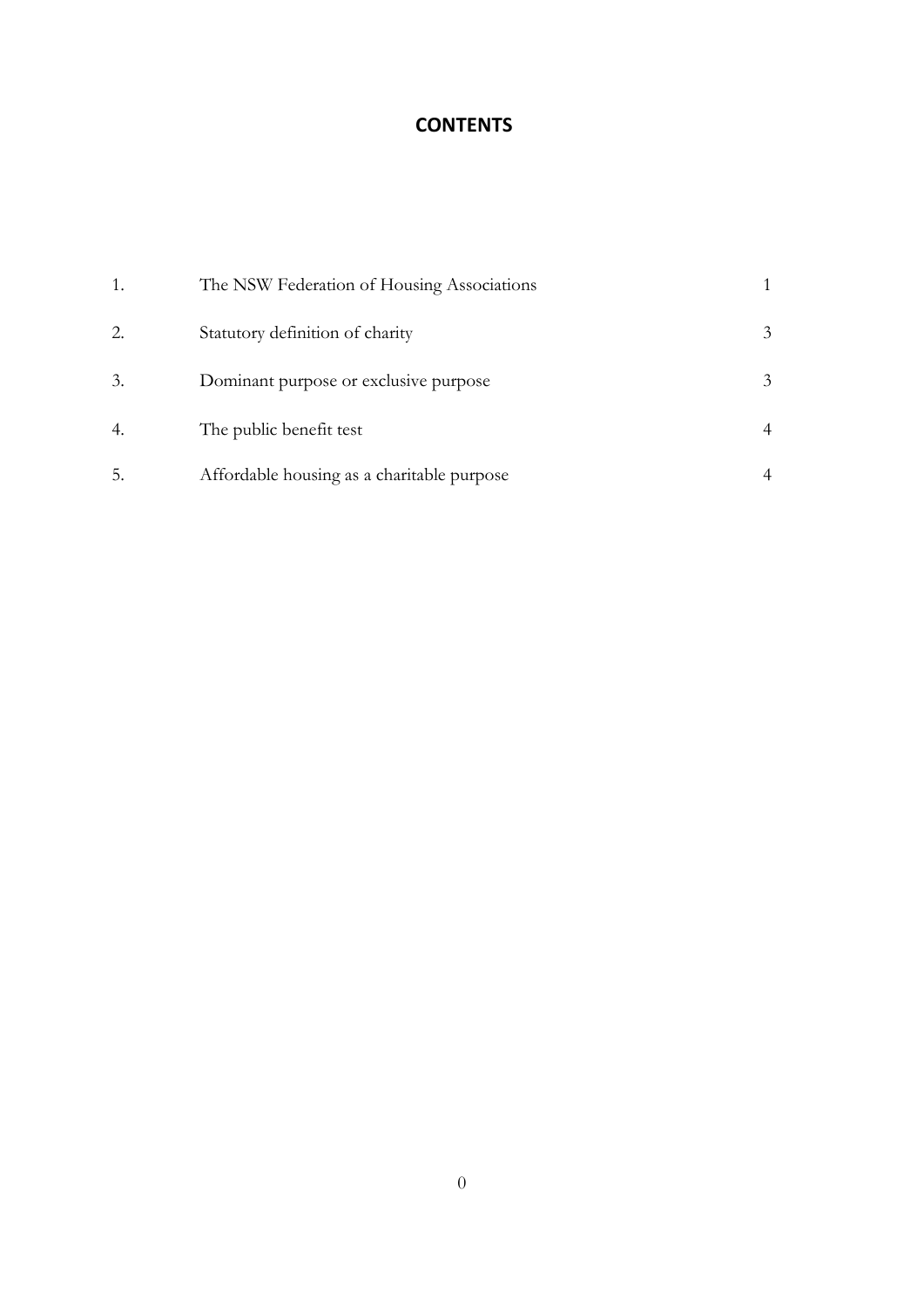# CONTENTS

| | | |
|---|---|---|
| 1. | The NSW Federation of Housing Associations | 1 |
| 2. | Statutory definition of charity | 3 |
| 3. | Dominant purpose or exclusive purpose | 3 |
| 4. | The public benefit test | 4 |
| 5. | Affordable housing as a charitable purpose | 4 |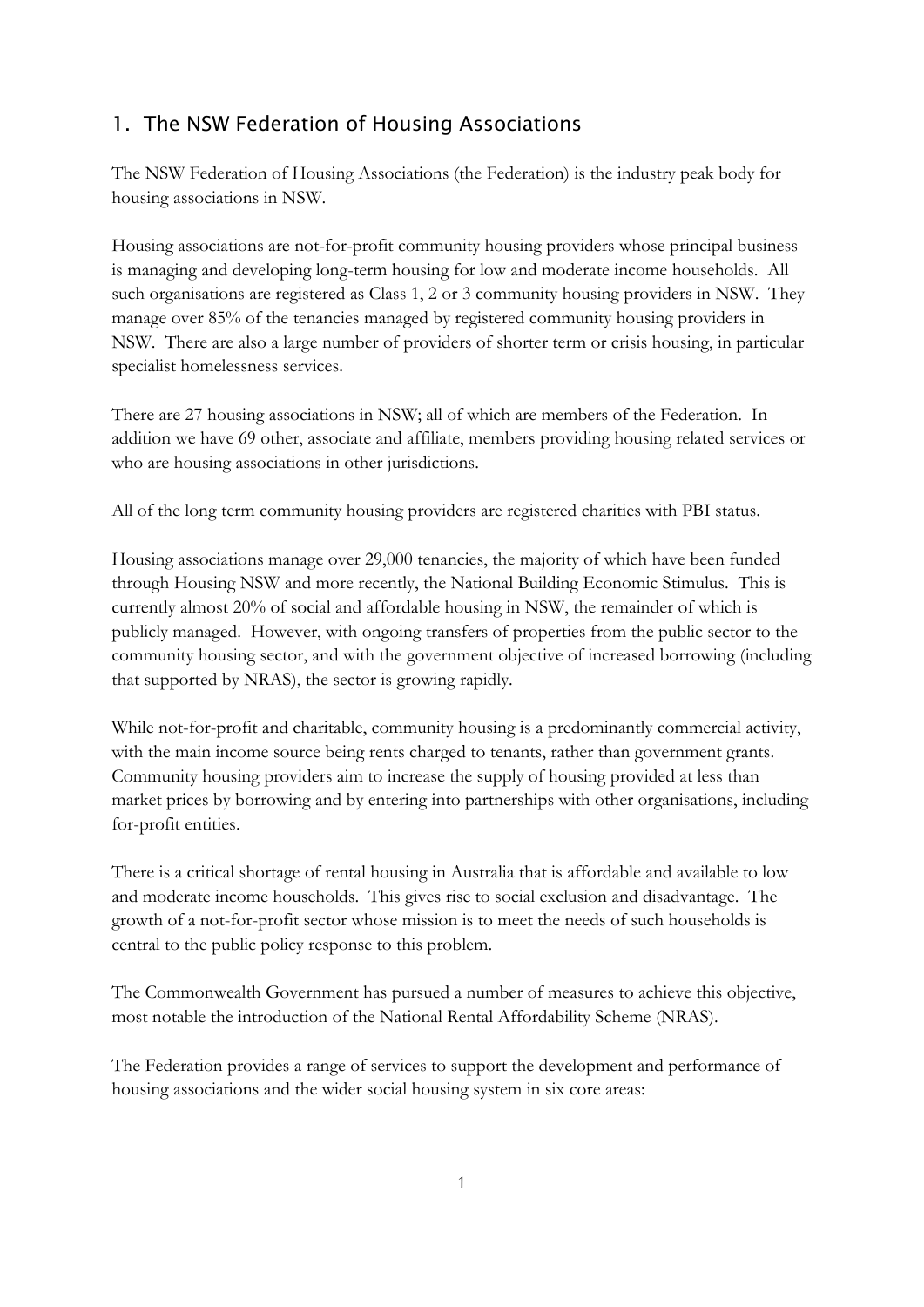## 1. The NSW Federation of Housing Associations

The NSW Federation of Housing Associations (the Federation) is the industry peak body for housing associations in NSW.

Housing associations are not-for-profit community housing providers whose principal business is managing and developing long-term housing for low and moderate income households. All such organisations are registered as Class 1, 2 or 3 community housing providers in NSW. They manage over 85% of the tenancies managed by registered community housing providers in NSW. There are also a large number of providers of shorter term or crisis housing, in particular specialist homelessness services.

There are 27 housing associations in NSW; all of which are members of the Federation. In addition we have 69 other, associate and affiliate, members providing housing related services or who are housing associations in other jurisdictions.

All of the long term community housing providers are registered charities with PBI status.

Housing associations manage over 29,000 tenancies, the majority of which have been funded through Housing NSW and more recently, the National Building Economic Stimulus. This is currently almost 20% of social and affordable housing in NSW, the remainder of which is publicly managed. However, with ongoing transfers of properties from the public sector to the community housing sector, and with the government objective of increased borrowing (including that supported by NRAS), the sector is growing rapidly.

While not-for-profit and charitable, community housing is a predominantly commercial activity, with the main income source being rents charged to tenants, rather than government grants. Community housing providers aim to increase the supply of housing provided at less than market prices by borrowing and by entering into partnerships with other organisations, including for-profit entities.

There is a critical shortage of rental housing in Australia that is affordable and available to low and moderate income households. This gives rise to social exclusion and disadvantage. The growth of a not-for-profit sector whose mission is to meet the needs of such households is central to the public policy response to this problem.

The Commonwealth Government has pursued a number of measures to achieve this objective, most notable the introduction of the National Rental Affordability Scheme (NRAS).

The Federation provides a range of services to support the development and performance of housing associations and the wider social housing system in six core areas: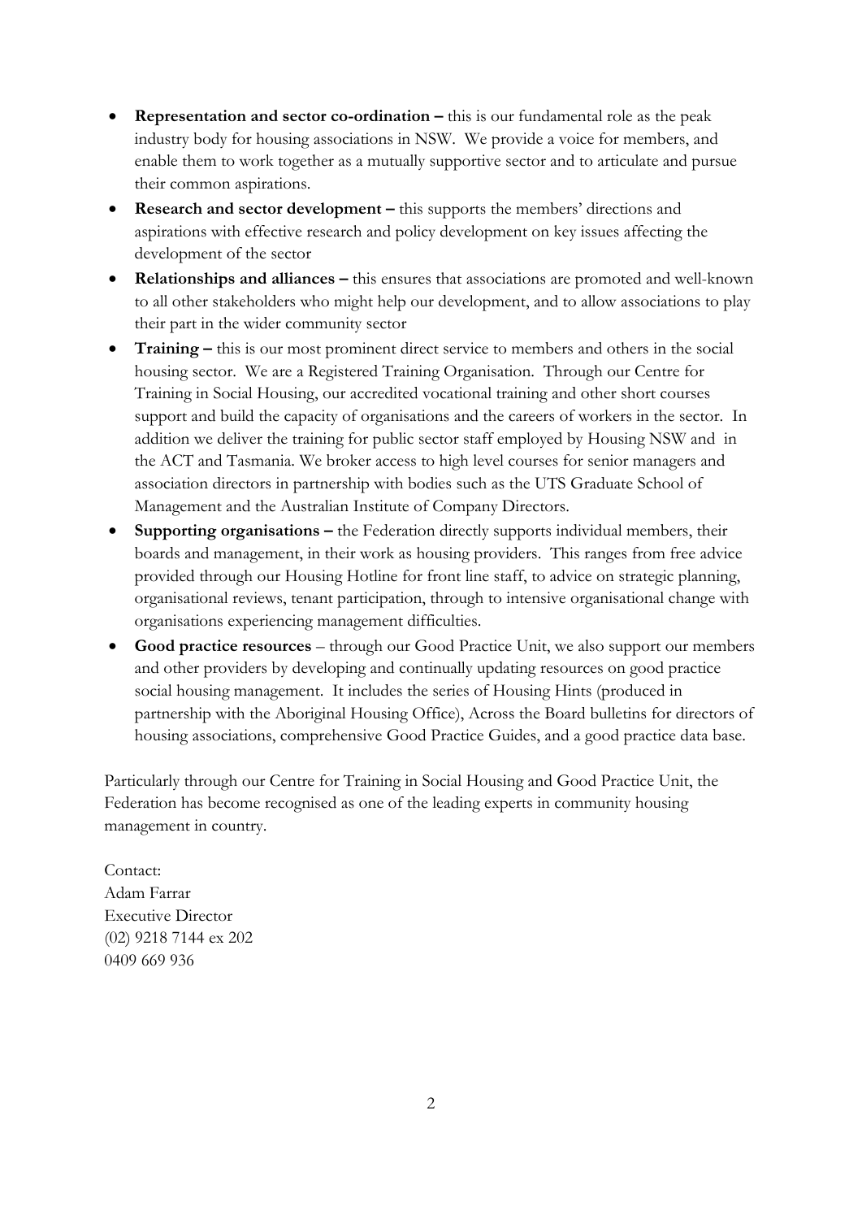- **Representation and sector co-ordination –** this is our fundamental role as the peak industry body for housing associations in NSW. We provide a voice for members, and enable them to work together as a mutually supportive sector and to articulate and pursue their common aspirations.
- **Research and sector development –** this supports the members' directions and aspirations with effective research and policy development on key issues affecting the development of the sector
- **Relationships and alliances –** this ensures that associations are promoted and well-known to all other stakeholders who might help our development, and to allow associations to play their part in the wider community sector
- **Training –** this is our most prominent direct service to members and others in the social housing sector. We are a Registered Training Organisation. Through our Centre for Training in Social Housing, our accredited vocational training and other short courses support and build the capacity of organisations and the careers of workers in the sector. In addition we deliver the training for public sector staff employed by Housing NSW and in the ACT and Tasmania. We broker access to high level courses for senior managers and association directors in partnership with bodies such as the UTS Graduate School of Management and the Australian Institute of Company Directors.
- **Supporting organisations –** the Federation directly supports individual members, their boards and management, in their work as housing providers. This ranges from free advice provided through our Housing Hotline for front line staff, to advice on strategic planning, organisational reviews, tenant participation, through to intensive organisational change with organisations experiencing management difficulties.
- **Good practice resources** – through our Good Practice Unit, we also support our members and other providers by developing and continually updating resources on good practice social housing management. It includes the series of Housing Hints (produced in partnership with the Aboriginal Housing Office), Across the Board bulletins for directors of housing associations, comprehensive Good Practice Guides, and a good practice data base.

Particularly through our Centre for Training in Social Housing and Good Practice Unit, the Federation has become recognised as one of the leading experts in community housing management in country.

Contact:
Adam Farrar
Executive Director
(02) 9218 7144 ex 202
0409 669 936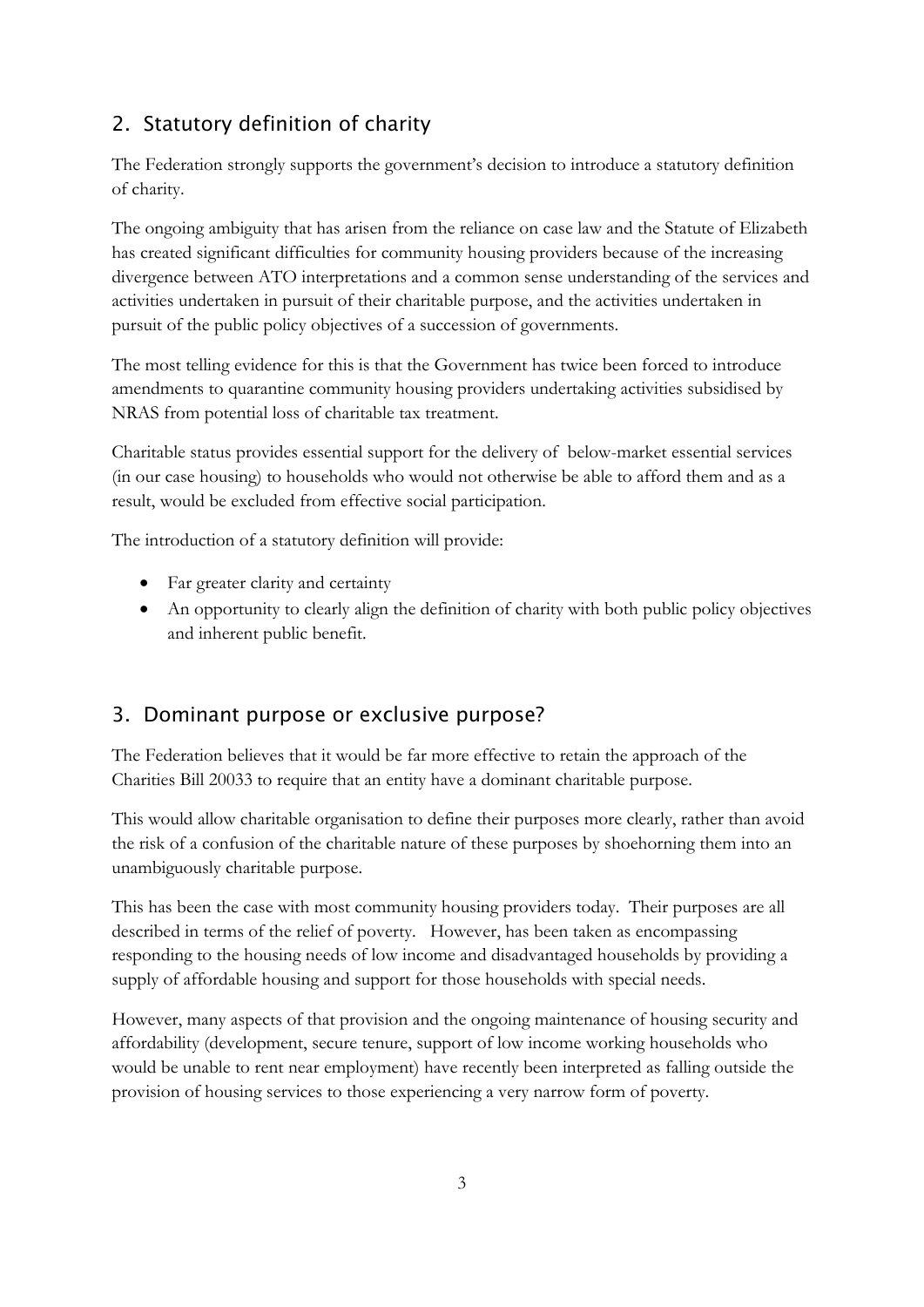## 2. Statutory definition of charity

The Federation strongly supports the government's decision to introduce a statutory definition of charity.

The ongoing ambiguity that has arisen from the reliance on case law and the Statute of Elizabeth has created significant difficulties for community housing providers because of the increasing divergence between ATO interpretations and a common sense understanding of the services and activities undertaken in pursuit of their charitable purpose, and the activities undertaken in pursuit of the public policy objectives of a succession of governments.

The most telling evidence for this is that the Government has twice been forced to introduce amendments to quarantine community housing providers undertaking activities subsidised by NRAS from potential loss of charitable tax treatment.

Charitable status provides essential support for the delivery of below-market essential services (in our case housing) to households who would not otherwise be able to afford them and as a result, would be excluded from effective social participation.

The introduction of a statutory definition will provide:

- Far greater clarity and certainty
- An opportunity to clearly align the definition of charity with both public policy objectives and inherent public benefit.

## 3. Dominant purpose or exclusive purpose?

The Federation believes that it would be far more effective to retain the approach of the Charities Bill 20033 to require that an entity have a dominant charitable purpose.

This would allow charitable organisation to define their purposes more clearly, rather than avoid the risk of a confusion of the charitable nature of these purposes by shoehorning them into an unambiguously charitable purpose.

This has been the case with most community housing providers today. Their purposes are all described in terms of the relief of poverty. However, has been taken as encompassing responding to the housing needs of low income and disadvantaged households by providing a supply of affordable housing and support for those households with special needs.

However, many aspects of that provision and the ongoing maintenance of housing security and affordability (development, secure tenure, support of low income working households who would be unable to rent near employment) have recently been interpreted as falling outside the provision of housing services to those experiencing a very narrow form of poverty.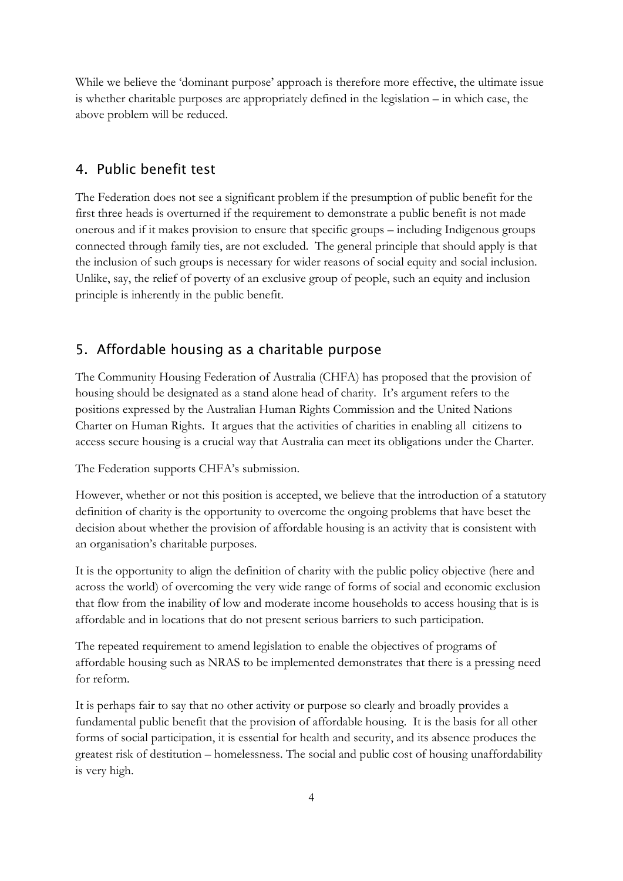While we believe the 'dominant purpose' approach is therefore more effective, the ultimate issue is whether charitable purposes are appropriately defined in the legislation – in which case, the above problem will be reduced.

## 4. Public benefit test

The Federation does not see a significant problem if the presumption of public benefit for the first three heads is overturned if the requirement to demonstrate a public benefit is not made onerous and if it makes provision to ensure that specific groups – including Indigenous groups connected through family ties, are not excluded. The general principle that should apply is that the inclusion of such groups is necessary for wider reasons of social equity and social inclusion. Unlike, say, the relief of poverty of an exclusive group of people, such an equity and inclusion principle is inherently in the public benefit.

## 5. Affordable housing as a charitable purpose

The Community Housing Federation of Australia (CHFA) has proposed that the provision of housing should be designated as a stand alone head of charity. It's argument refers to the positions expressed by the Australian Human Rights Commission and the United Nations Charter on Human Rights. It argues that the activities of charities in enabling all citizens to access secure housing is a crucial way that Australia can meet its obligations under the Charter.

The Federation supports CHFA's submission.

However, whether or not this position is accepted, we believe that the introduction of a statutory definition of charity is the opportunity to overcome the ongoing problems that have beset the decision about whether the provision of affordable housing is an activity that is consistent with an organisation's charitable purposes.

It is the opportunity to align the definition of charity with the public policy objective (here and across the world) of overcoming the very wide range of forms of social and economic exclusion that flow from the inability of low and moderate income households to access housing that is is affordable and in locations that do not present serious barriers to such participation.

The repeated requirement to amend legislation to enable the objectives of programs of affordable housing such as NRAS to be implemented demonstrates that there is a pressing need for reform.

It is perhaps fair to say that no other activity or purpose so clearly and broadly provides a fundamental public benefit that the provision of affordable housing. It is the basis for all other forms of social participation, it is essential for health and security, and its absence produces the greatest risk of destitution – homelessness. The social and public cost of housing unaffordability is very high.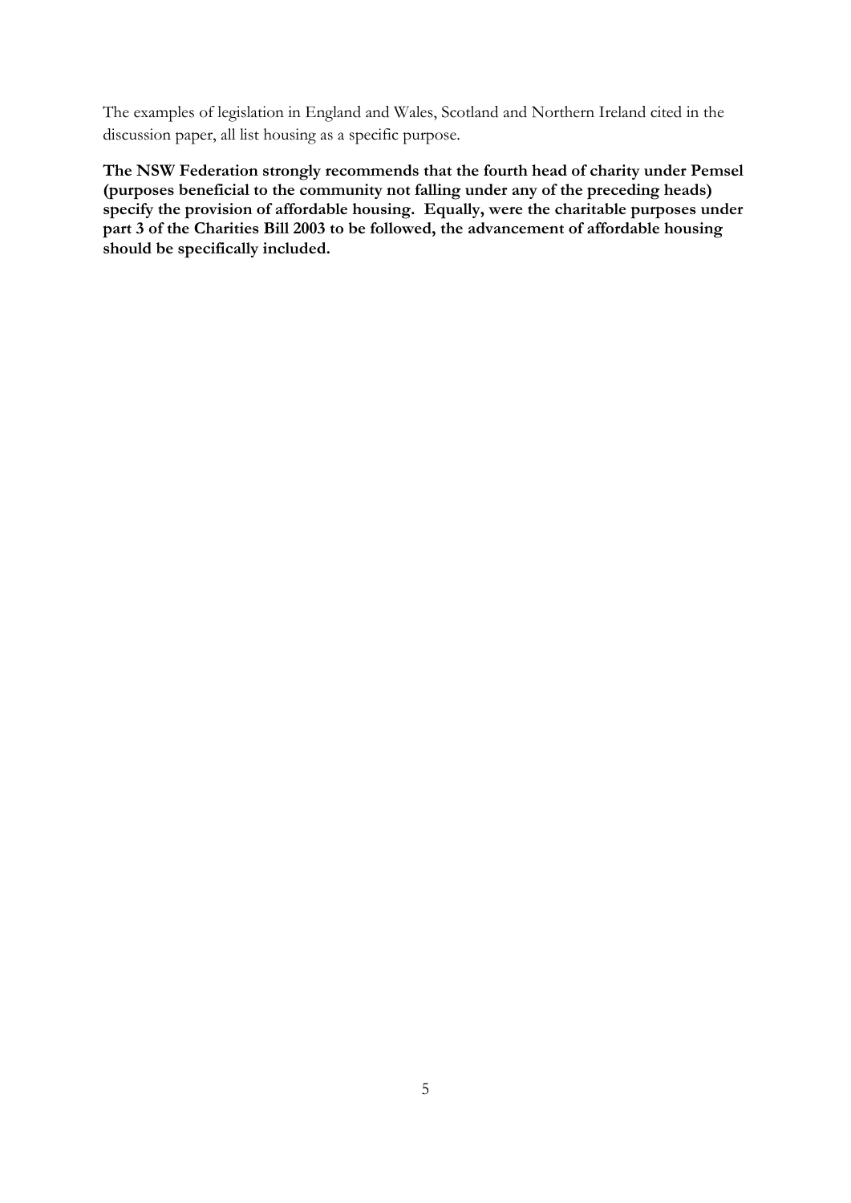The examples of legislation in England and Wales, Scotland and Northern Ireland cited in the discussion paper, all list housing as a specific purpose.

**The NSW Federation strongly recommends that the fourth head of charity under Pemsel (purposes beneficial to the community not falling under any of the preceding heads) specify the provision of affordable housing. Equally, were the charitable purposes under part 3 of the Charities Bill 2003 to be followed, the advancement of affordable housing should be specifically included.**